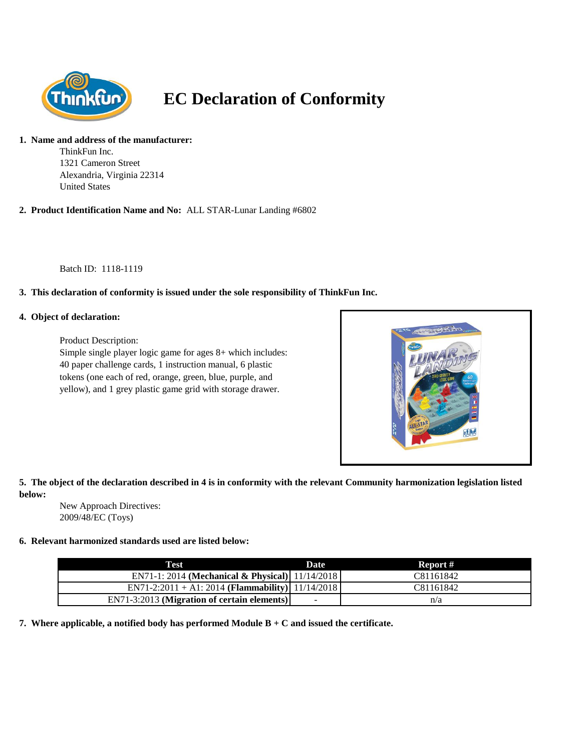# EC Declaration of Conformity

1. **Name and address of the manufacturer:**

   ThinkFun Inc.
   1321 Cameron Street
   Alexandria, Virginia 22314
   United States

2. **Product Identification Name and No:** ALL STAR-Lunar Landing #6802

   Batch ID: 1118-1119

3. **This declaration of conformity is issued under the sole responsibility of ThinkFun Inc.**

4. **Object of declaration:**

   Product Description:
   Simple single player logic game for ages 8+ which includes: 40 paper challenge cards, 1 instruction manual, 6 plastic tokens (one each of red, orange, green, blue, purple, and yellow), and 1 grey plastic game grid with storage drawer.

5. **The object of the declaration described in 4 is in conformity with the relevant Community harmonization legislation listed below:**

   New Approach Directives:
   2009/48/EC (Toys)

6. **Relevant harmonized standards used are listed below:**

| Test | Date | Report # |
|---|---|---|
| EN71-1: 2014 **(Mechanical & Physical)** | 11/14/2018 | C81161842 |
| EN71-2:2011 + A1: 2014 **(Flammability)** | 11/14/2018 | C81161842 |
| EN71-3:2013 **(Migration of certain elements)** | - | n/a |

7. **Where applicable, a notified body has performed Module B + C and issued the certificate.**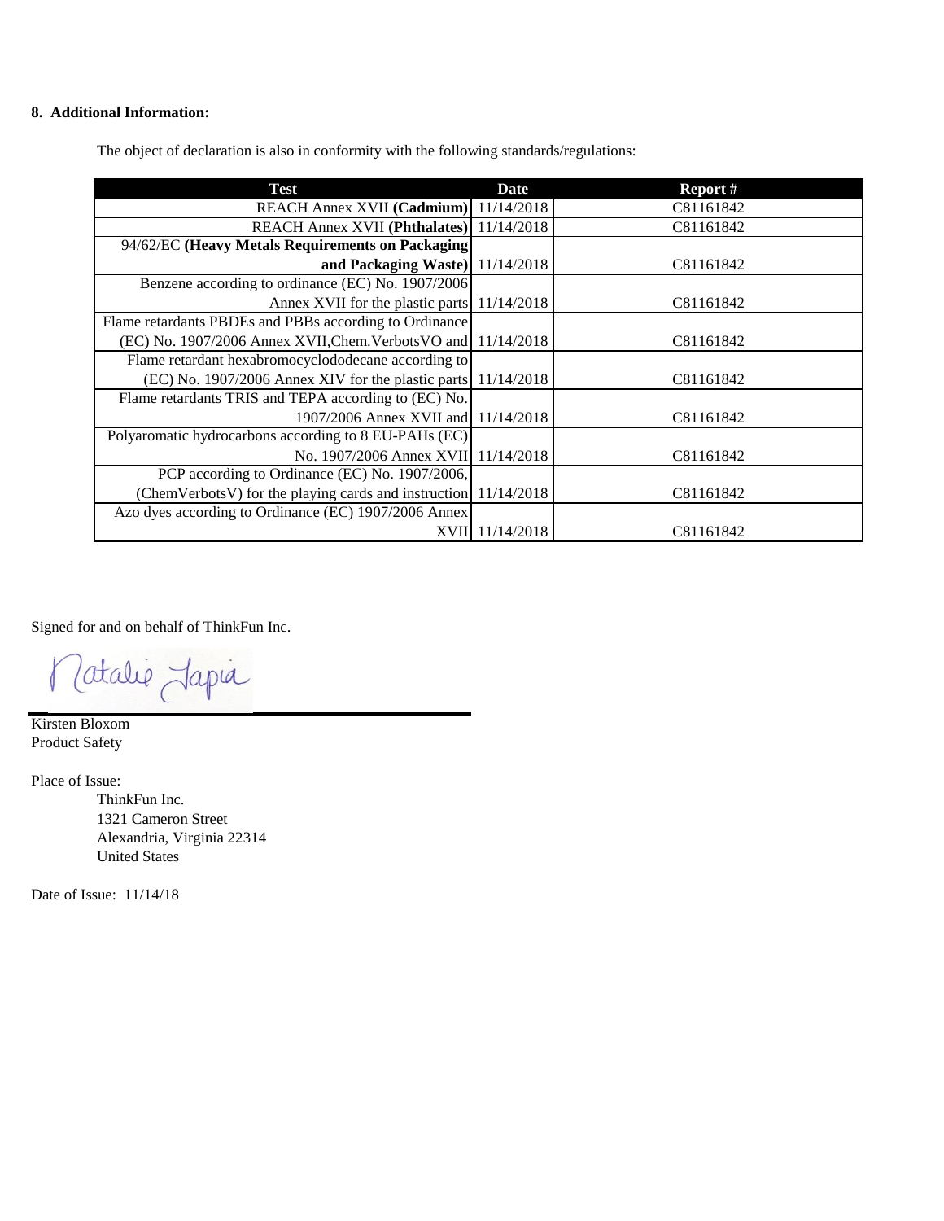**8. Additional Information:**

The object of declaration is also in conformity with the following standards/regulations:

| Test | Date | Report # |
|---|---|---|
| REACH Annex XVII **(Cadmium)** | 11/14/2018 | C81161842 |
| REACH Annex XVII **(Phthalates)** | 11/14/2018 | C81161842 |
| 94/62/EC **(Heavy Metals Requirements on Packaging and Packaging Waste)** | 11/14/2018 | C81161842 |
| Benzene according to ordinance (EC) No. 1907/2006 Annex XVII for the plastic parts | 11/14/2018 | C81161842 |
| Flame retardants PBDEs and PBBs according to Ordinance (EC) No. 1907/2006 Annex XVII,Chem.VerbotsVO and | 11/14/2018 | C81161842 |
| Flame retardant hexabromocyclododecane according to (EC) No. 1907/2006 Annex XIV for the plastic parts | 11/14/2018 | C81161842 |
| Flame retardants TRIS and TEPA according to (EC) No. 1907/2006 Annex XVII and | 11/14/2018 | C81161842 |
| Polyaromatic hydrocarbons according to 8 EU-PAHs (EC) No. 1907/2006 Annex XVII | 11/14/2018 | C81161842 |
| PCP according to Ordinance (EC) No. 1907/2006, (ChemVerbotsV) for the playing cards and instruction | 11/14/2018 | C81161842 |
| Azo dyes according to Ordinance (EC) 1907/2006 Annex XVII | 11/14/2018 | C81161842 |

Signed for and on behalf of ThinkFun Inc.

Natalie Tapia

Kirsten Bloxom
Product Safety

Place of Issue:

ThinkFun Inc.
1321 Cameron Street
Alexandria, Virginia 22314
United States

Date of Issue: 11/14/18